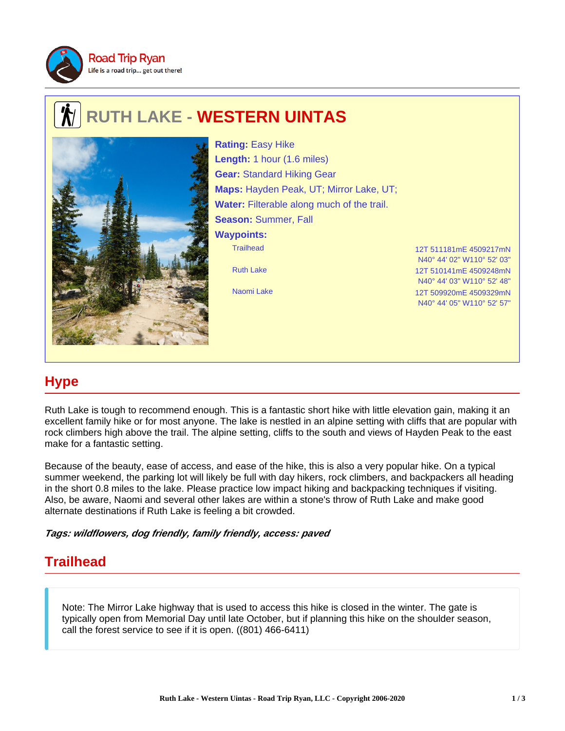Road Trip Ryan
Life is a road trip... get out there!

# RUTH LAKE - WESTERN UINTAS

**Rating:** Easy Hike
**Length:** 1 hour (1.6 miles)
**Gear:** Standard Hiking Gear
**Maps:** Hayden Peak, UT; Mirror Lake, UT;
**Water:** Filterable along much of the trail.
**Season:** Summer, Fall
**Waypoints:**

| Waypoint | Coordinates |
| --- | --- |
| Trailhead | 12T 511181mE 4509217mN<br>N40° 44' 02" W110° 52' 03" |
| Ruth Lake | 12T 510141mE 4509248mN<br>N40° 44' 03" W110° 52' 48" |
| Naomi Lake | 12T 509920mE 4509329mN<br>N40° 44' 05" W110° 52' 57" |

## Hype

Ruth Lake is tough to recommend enough. This is a fantastic short hike with little elevation gain, making it an excellent family hike or for most anyone. The lake is nestled in an alpine setting with cliffs that are popular with rock climbers high above the trail. The alpine setting, cliffs to the south and views of Hayden Peak to the east make for a fantastic setting.

Because of the beauty, ease of access, and ease of the hike, this is also a very popular hike. On a typical summer weekend, the parking lot will likely be full with day hikers, rock climbers, and backpackers all heading in the short 0.8 miles to the lake. Please practice low impact hiking and backpacking techniques if visiting. Also, be aware, Naomi and several other lakes are within a stone's throw of Ruth Lake and make good alternate destinations if Ruth Lake is feeling a bit crowded.

***Tags: wildflowers, dog friendly, family friendly, access: paved***

## Trailhead

> Note: The Mirror Lake highway that is used to access this hike is closed in the winter. The gate is typically open from Memorial Day until late October, but if planning this hike on the shoulder season, call the forest service to see if it is open. ((801) 466-6411)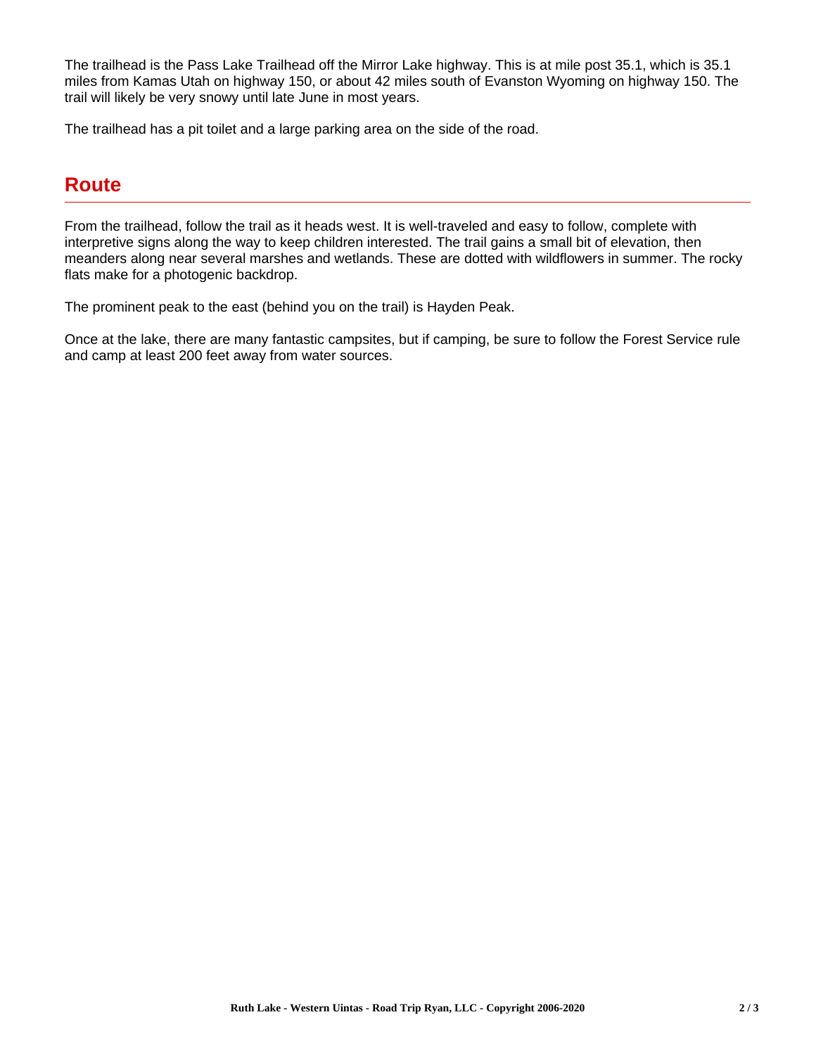The trailhead is the Pass Lake Trailhead off the Mirror Lake highway. This is at mile post 35.1, which is 35.1 miles from Kamas Utah on highway 150, or about 42 miles south of Evanston Wyoming on highway 150. The trail will likely be very snowy until late June in most years.

The trailhead has a pit toilet and a large parking area on the side of the road.

## Route

From the trailhead, follow the trail as it heads west. It is well-traveled and easy to follow, complete with interpretive signs along the way to keep children interested. The trail gains a small bit of elevation, then meanders along near several marshes and wetlands. These are dotted with wildflowers in summer. The rocky flats make for a photogenic backdrop.

The prominent peak to the east (behind you on the trail) is Hayden Peak.

Once at the lake, there are many fantastic campsites, but if camping, be sure to follow the Forest Service rule and camp at least 200 feet away from water sources.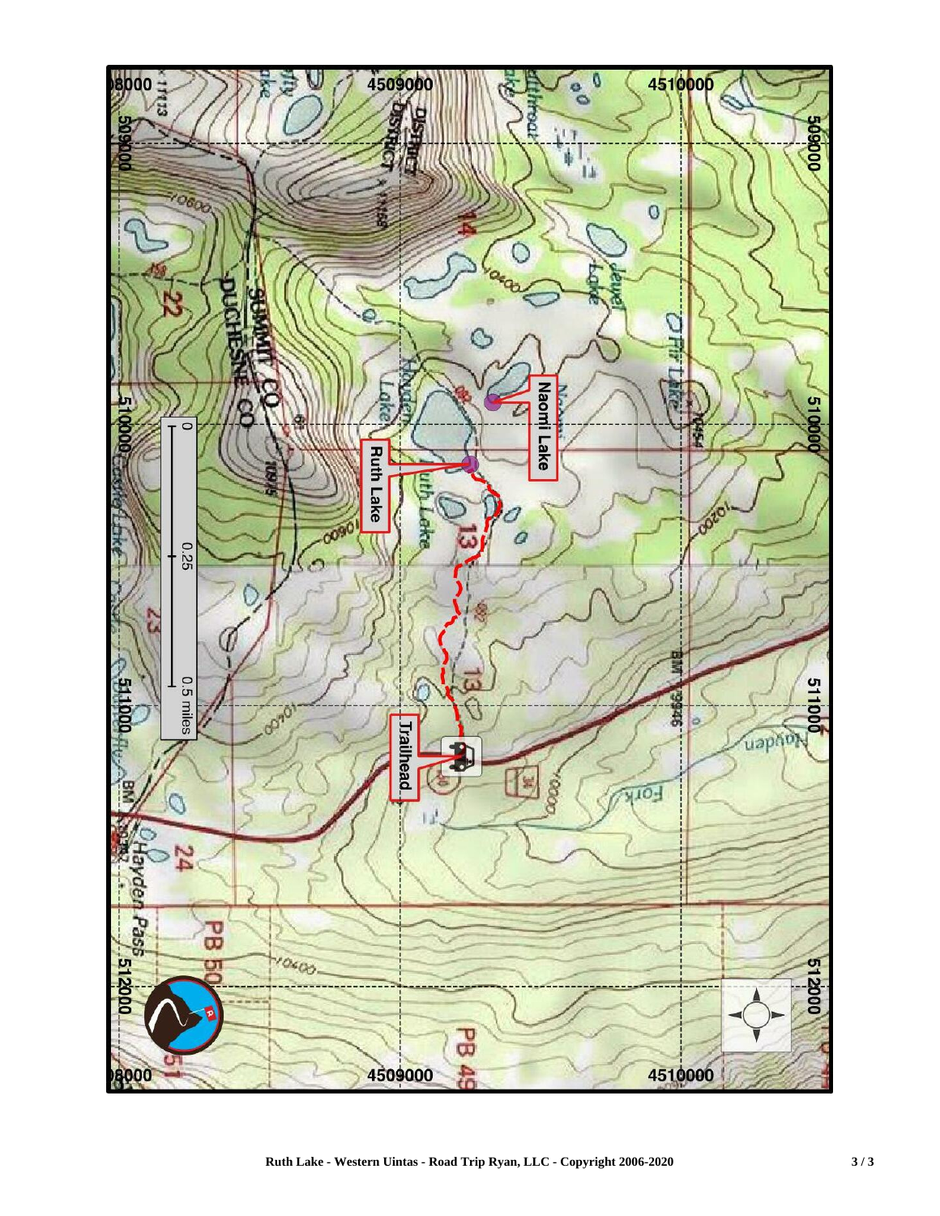4509000

4510000

509000

510000

511000

512000

Naomi Lake

Ruth Lake

Trailhead

0

0.25

0.5 miles